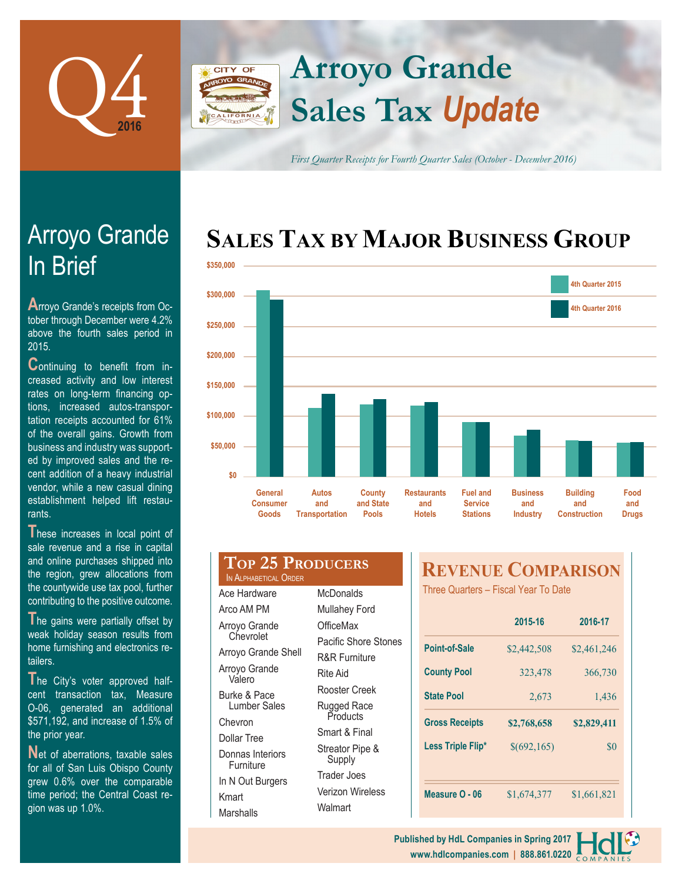# Q4 2016

# Arroyo Grande Sales Tax *Update*

*First Quarter Receipts for Fourth Quarter Sales (October - December 2016)*

## Arroyo Grande In Brief

Arroyo Grande's receipts from October through December were 4.2% above the fourth sales period in 2015.

Continuing to benefit from increased activity and low interest rates on long-term financing options, increased autos-transportation receipts accounted for 61% of the overall gains. Growth from business and industry was supported by improved sales and the recent addition of a heavy industrial vendor, while a new casual dining establishment helped lift restaurants.

These increases in local point of sale revenue and a rise in capital and online purchases shipped into the region, grew allocations from the countywide use tax pool, further contributing to the positive outcome.

The gains were partially offset by weak holiday season results from home furnishing and electronics retailers.

The City's voter approved half-cent transaction tax, Measure O-06, generated an additional $571,192, and increase of 1.5% of the prior year.

Net of aberrations, taxable sales for all of San Luis Obispo County grew 0.6% over the comparable time period; the Central Coast region was up 1.0%.

## Sales Tax by Major Business Group

Legend: 4th Quarter 2015, 4th Quarter 2016

Y-axis: $0 – $350,000

Categories: General Consumer Goods; Autos and Transportation; County and State Pools; Restaurants and Hotels; Fuel and Service Stations; Business and Industry; Building and Construction; Food and Drugs

## Top 25 Producers

In Alphabetical Order

| | |
|---|---|
| Ace Hardware | McDonalds |
| Arco AM PM | Mullahey Ford |
| Arroyo Grande Chevrolet | OfficeMax |
| Arroyo Grande Shell | Pacific Shore Stones |
| Arroyo Grande Valero | R&R Furniture |
| Burke & Pace Lumber Sales | Rite Aid |
| Chevron | Rooster Creek |
| Dollar Tree | Rugged Race Products |
| Donnas Interiors Furniture | Smart & Final |
| In N Out Burgers | Streator Pipe & Supply |
| Kmart | Trader Joes |
| Marshalls | Verizon Wireless |
| | Walmart |

## Revenue Comparison

Three Quarters – Fiscal Year To Date

| | 2015-16 | 2016-17 |
|---|---|---|
| Point-of-Sale | $2,442,508 | $2,461,246 |
| County Pool | 323,478 | 366,730 |
| State Pool | 2,673 | 1,436 |
| **Gross Receipts** | **$2,768,658** | **$2,829,411** |
| Less Triple Flip* | $(692,165) | $0 |
| Measure O - 06 | $1,674,377 | $1,661,821 |

Published by HdL Companies in Spring 2017
www.hdlcompanies.com | 888.861.0220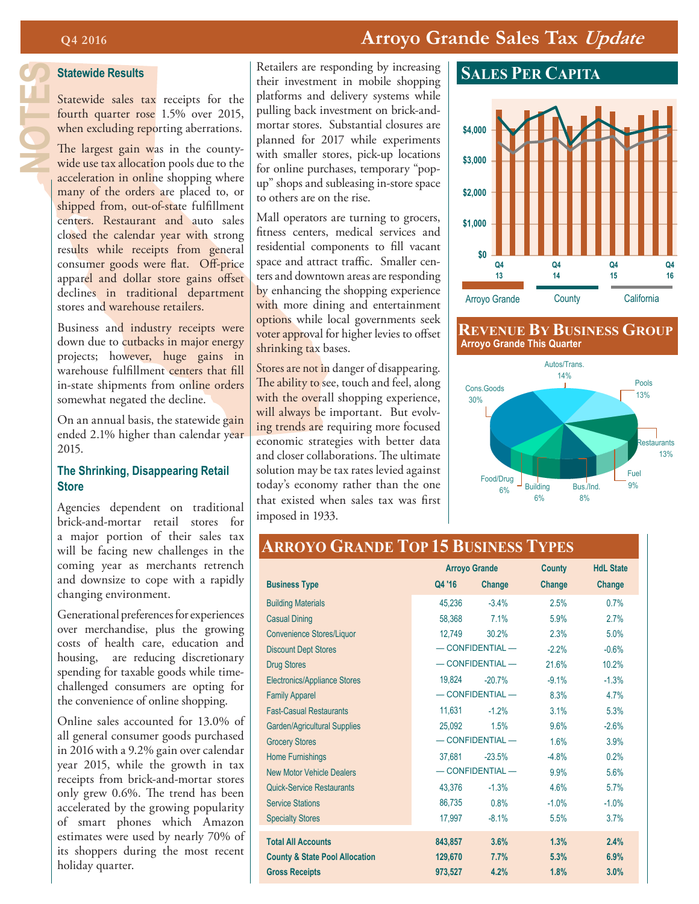## Statewide Results

Statewide sales tax receipts for the fourth quarter rose 1.5% over 2015, when excluding reporting aberrations.

The largest gain was in the countywide use tax allocation pools due to the acceleration in online shopping where many of the orders are placed to, or shipped from, out-of-state fulfillment centers. Restaurant and auto sales closed the calendar year with strong results while receipts from general consumer goods were flat. Off-price apparel and dollar store gains offset declines in traditional department stores and warehouse retailers.

Business and industry receipts were down due to cutbacks in major energy projects; however, huge gains in warehouse fulfillment centers that fill in-state shipments from online orders somewhat negated the decline.

On an annual basis, the statewide gain ended 2.1% higher than calendar year 2015.

## The Shrinking, Disappearing Retail Store

Agencies dependent on traditional brick-and-mortar retail stores for a major portion of their sales tax will be facing new challenges in the coming year as merchants retrench and downsize to cope with a rapidly changing environment.

Generational preferences for experiences over merchandise, plus the growing costs of health care, education and housing, are reducing discretionary spending for taxable goods while time-challenged consumers are opting for the convenience of online shopping.

Online sales accounted for 13.0% of all general consumer goods purchased in 2016 with a 9.2% gain over calendar year 2015, while the growth in tax receipts from brick-and-mortar stores only grew 0.6%. The trend has been accelerated by the growing popularity of smart phones which Amazon estimates were used by nearly 70% of its shoppers during the most recent holiday quarter.

Retailers are responding by increasing their investment in mobile shopping platforms and delivery systems while pulling back investment on brick-and-mortar stores. Substantial closures are planned for 2017 while experiments with smaller stores, pick-up locations for online purchases, temporary "pop-up" shops and subleasing in-store space to others are on the rise.

Mall operators are turning to grocers, fitness centers, medical services and residential components to fill vacant space and attract traffic. Smaller centers and downtown areas are responding by enhancing the shopping experience with more dining and entertainment options while local governments seek voter approval for higher levies to offset shrinking tax bases.

Stores are not in danger of disappearing. The ability to see, touch and feel, along with the overall shopping experience, will always be important. But evolving trends are requiring more focused economic strategies with better data and closer collaborations. The ultimate solution may be tax rates levied against today's economy rather than the one that existed when sales tax was first imposed in 1933.

## Sales Per Capita

$4,000
$3,000
$2,000
$1,000
$0
Q4 13
Q4 14
Q4 15
Q4 16

Arroyo Grande
County
California

## Revenue By Business Group

**Arroyo Grande This Quarter**

Autos/Trans. 14%
Pools 13%
Restaurants 13%
Fuel 9%
Bus./Ind. 8%
Building 6%
Food/Drug 6%
Cons.Goods 30%

## Arroyo Grande Top 15 Business Types

| | Arroyo Grande | | County | HdL State |
|---|---|---|---|---|
| **Business Type** | **Q4 '16** | **Change** | **Change** | **Change** |
| Building Materials | 45,236 | -3.4% | 2.5% | 0.7% |
| Casual Dining | 58,368 | 7.1% | 5.9% | 2.7% |
| Convenience Stores/Liquor | 12,749 | 30.2% | 2.3% | 5.0% |
| Discount Dept Stores | — CONFIDENTIAL — | | -2.2% | -0.6% |
| Drug Stores | — CONFIDENTIAL — | | 21.6% | 10.2% |
| Electronics/Appliance Stores | 19,824 | -20.7% | -9.1% | -1.3% |
| Family Apparel | — CONFIDENTIAL — | | 8.3% | 4.7% |
| Fast-Casual Restaurants | 11,631 | -1.2% | 3.1% | 5.3% |
| Garden/Agricultural Supplies | 25,092 | 1.5% | 9.6% | -2.6% |
| Grocery Stores | — CONFIDENTIAL — | | 1.6% | 3.9% |
| Home Furnishings | 37,681 | -23.5% | -4.8% | 0.2% |
| New Motor Vehicle Dealers | — CONFIDENTIAL — | | 9.9% | 5.6% |
| Quick-Service Restaurants | 43,376 | -1.3% | 4.6% | 5.7% |
| Service Stations | 86,735 | 0.8% | -1.0% | -1.0% |
| Specialty Stores | 17,997 | -8.1% | 5.5% | 3.7% |
| **Total All Accounts** | **843,857** | **3.6%** | **1.3%** | **2.4%** |
| **County & State Pool Allocation** | **129,670** | **7.7%** | **5.3%** | **6.9%** |
| **Gross Receipts** | **973,527** | **4.2%** | **1.8%** | **3.0%** |